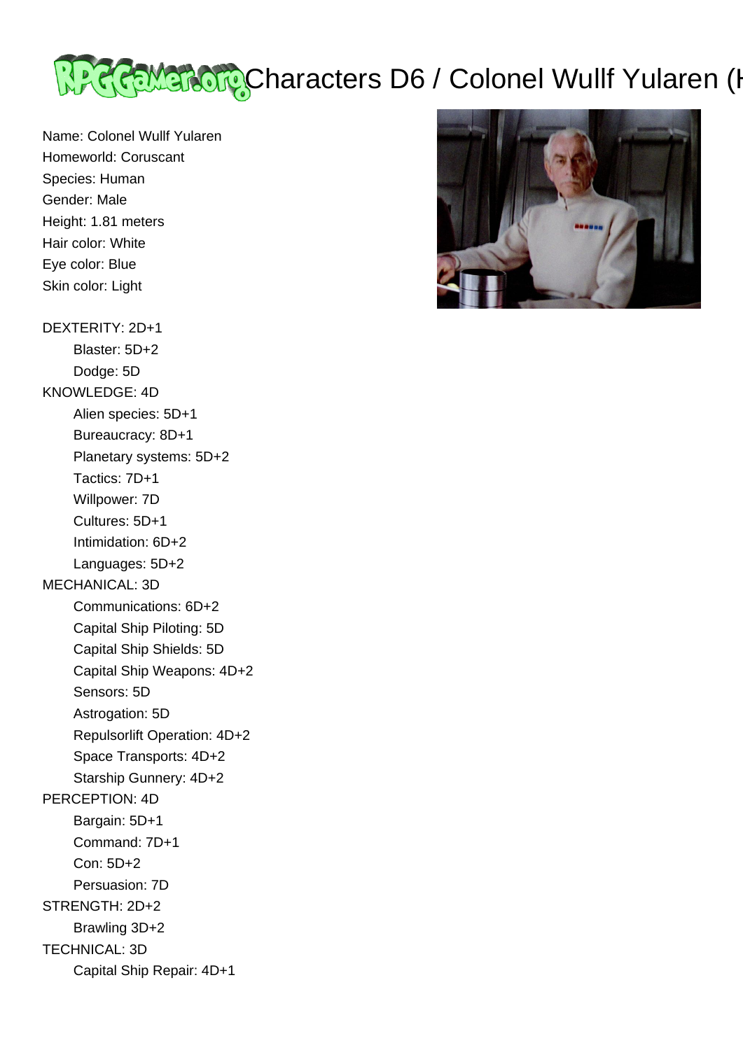# Characters D6 / Colonel Wulff Yularen (H

Name: Colonel Wulff Yularen
Homeworld: Coruscant
Species: Human
Gender: Male
Height: 1.81 meters
Hair color: White
Eye color: Blue
Skin color: Light

DEXTERITY: 2D+1
- Blaster: 5D+2
- Dodge: 5D

KNOWLEDGE: 4D
- Alien species: 5D+1
- Bureaucracy: 8D+1
- Planetary systems: 5D+2
- Tactics: 7D+1
- Willpower: 7D
- Cultures: 5D+1
- Intimidation: 6D+2
- Languages: 5D+2

MECHANICAL: 3D
- Communications: 6D+2
- Capital Ship Piloting: 5D
- Capital Ship Shields: 5D
- Capital Ship Weapons: 4D+2
- Sensors: 5D
- Astrogation: 5D
- Repulsorlift Operation: 4D+2
- Space Transports: 4D+2
- Starship Gunnery: 4D+2

PERCEPTION: 4D
- Bargain: 5D+1
- Command: 7D+1
- Con: 5D+2
- Persuasion: 7D

STRENGTH: 2D+2
- Brawling 3D+2

TECHNICAL: 3D
- Capital Ship Repair: 4D+1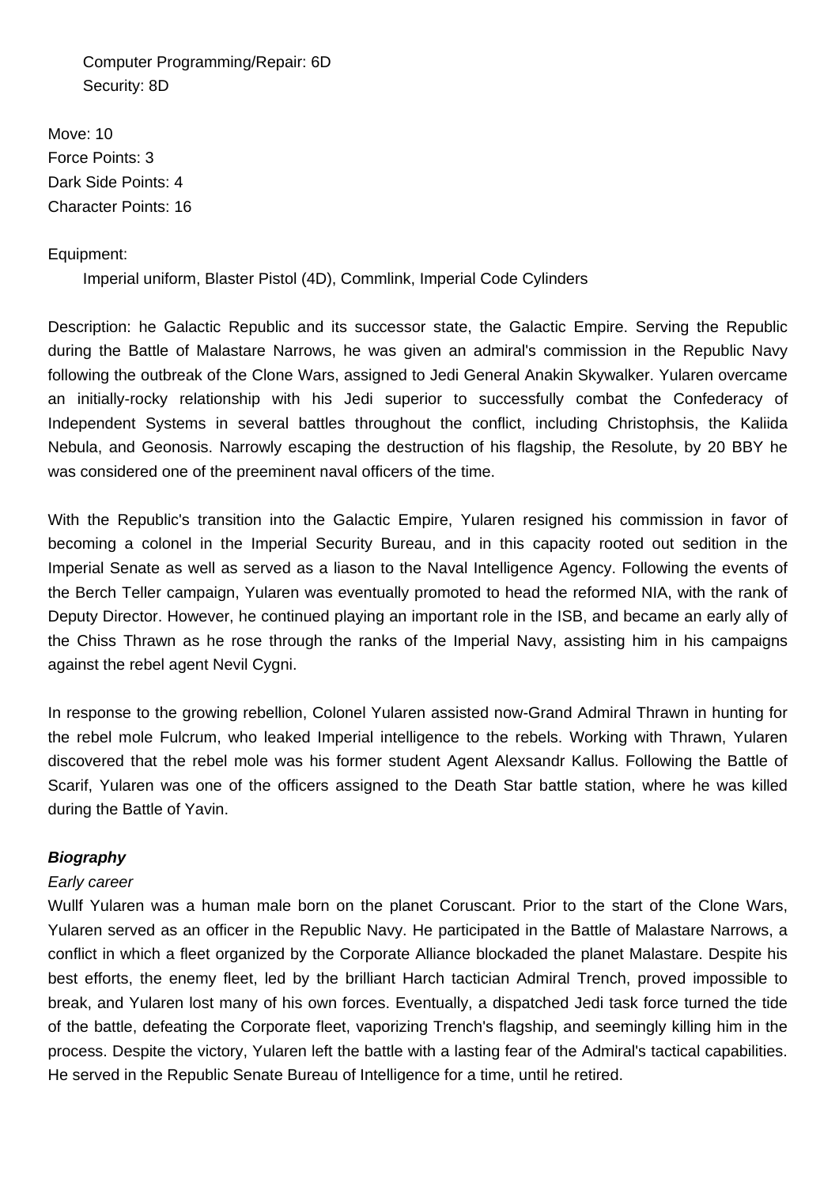Computer Programming/Repair: 6D
Security: 8D

Move: 10
Force Points: 3
Dark Side Points: 4
Character Points: 16

Equipment:
Imperial uniform, Blaster Pistol (4D), Commlink, Imperial Code Cylinders

Description: he Galactic Republic and its successor state, the Galactic Empire. Serving the Republic during the Battle of Malastare Narrows, he was given an admiral's commission in the Republic Navy following the outbreak of the Clone Wars, assigned to Jedi General Anakin Skywalker. Yularen overcame an initially-rocky relationship with his Jedi superior to successfully combat the Confederacy of Independent Systems in several battles throughout the conflict, including Christophsis, the Kaliida Nebula, and Geonosis. Narrowly escaping the destruction of his flagship, the Resolute, by 20 BBY he was considered one of the preeminent naval officers of the time.

With the Republic's transition into the Galactic Empire, Yularen resigned his commission in favor of becoming a colonel in the Imperial Security Bureau, and in this capacity rooted out sedition in the Imperial Senate as well as served as a liason to the Naval Intelligence Agency. Following the events of the Berch Teller campaign, Yularen was eventually promoted to head the reformed NIA, with the rank of Deputy Director. However, he continued playing an important role in the ISB, and became an early ally of the Chiss Thrawn as he rose through the ranks of the Imperial Navy, assisting him in his campaigns against the rebel agent Nevil Cygni.

In response to the growing rebellion, Colonel Yularen assisted now-Grand Admiral Thrawn in hunting for the rebel mole Fulcrum, who leaked Imperial intelligence to the rebels. Working with Thrawn, Yularen discovered that the rebel mole was his former student Agent Alexsandr Kallus. Following the Battle of Scarif, Yularen was one of the officers assigned to the Death Star battle station, where he was killed during the Battle of Yavin.

***Biography***

*Early career*

Wullf Yularen was a human male born on the planet Coruscant. Prior to the start of the Clone Wars, Yularen served as an officer in the Republic Navy. He participated in the Battle of Malastare Narrows, a conflict in which a fleet organized by the Corporate Alliance blockaded the planet Malastare. Despite his best efforts, the enemy fleet, led by the brilliant Harch tactician Admiral Trench, proved impossible to break, and Yularen lost many of his own forces. Eventually, a dispatched Jedi task force turned the tide of the battle, defeating the Corporate fleet, vaporizing Trench's flagship, and seemingly killing him in the process. Despite the victory, Yularen left the battle with a lasting fear of the Admiral's tactical capabilities. He served in the Republic Senate Bureau of Intelligence for a time, until he retired.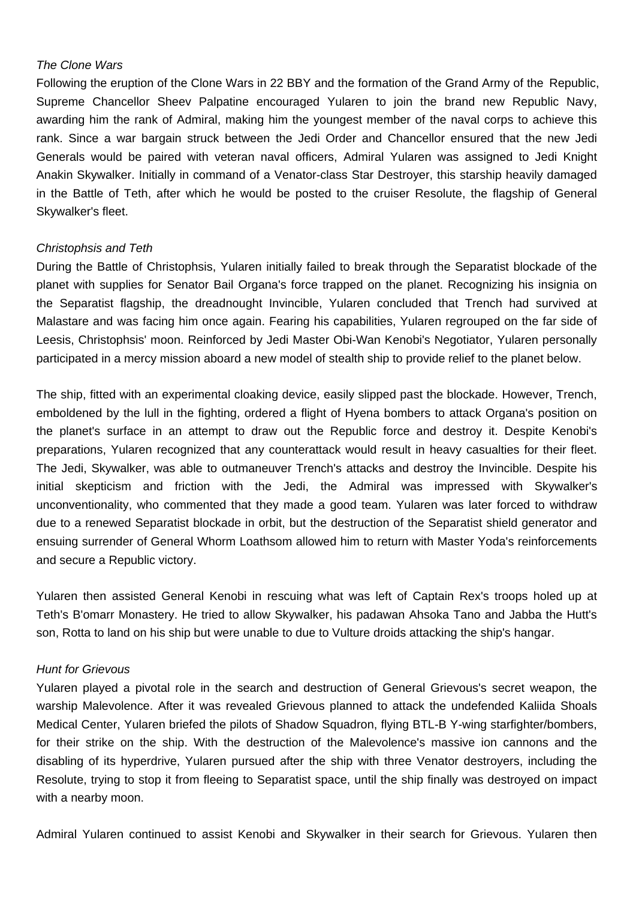*The Clone Wars*

Following the eruption of the Clone Wars in 22 BBY and the formation of the Grand Army of the Republic, Supreme Chancellor Sheev Palpatine encouraged Yularen to join the brand new Republic Navy, awarding him the rank of Admiral, making him the youngest member of the naval corps to achieve this rank. Since a war bargain struck between the Jedi Order and Chancellor ensured that the new Jedi Generals would be paired with veteran naval officers, Admiral Yularen was assigned to Jedi Knight Anakin Skywalker. Initially in command of a Venator-class Star Destroyer, this starship heavily damaged in the Battle of Teth, after which he would be posted to the cruiser Resolute, the flagship of General Skywalker's fleet.

*Christophsis and Teth*

During the Battle of Christophsis, Yularen initially failed to break through the Separatist blockade of the planet with supplies for Senator Bail Organa's force trapped on the planet. Recognizing his insignia on the Separatist flagship, the dreadnought Invincible, Yularen concluded that Trench had survived at Malastare and was facing him once again. Fearing his capabilities, Yularen regrouped on the far side of Leesis, Christophsis' moon. Reinforced by Jedi Master Obi-Wan Kenobi's Negotiator, Yularen personally participated in a mercy mission aboard a new model of stealth ship to provide relief to the planet below.

The ship, fitted with an experimental cloaking device, easily slipped past the blockade. However, Trench, emboldened by the lull in the fighting, ordered a flight of Hyena bombers to attack Organa's position on the planet's surface in an attempt to draw out the Republic force and destroy it. Despite Kenobi's preparations, Yularen recognized that any counterattack would result in heavy casualties for their fleet. The Jedi, Skywalker, was able to outmaneuver Trench's attacks and destroy the Invincible. Despite his initial skepticism and friction with the Jedi, the Admiral was impressed with Skywalker's unconventionality, who commented that they made a good team. Yularen was later forced to withdraw due to a renewed Separatist blockade in orbit, but the destruction of the Separatist shield generator and ensuing surrender of General Whorm Loathsom allowed him to return with Master Yoda's reinforcements and secure a Republic victory.

Yularen then assisted General Kenobi in rescuing what was left of Captain Rex's troops holed up at Teth's B'omarr Monastery. He tried to allow Skywalker, his padawan Ahsoka Tano and Jabba the Hutt's son, Rotta to land on his ship but were unable to due to Vulture droids attacking the ship's hangar.

*Hunt for Grievous*

Yularen played a pivotal role in the search and destruction of General Grievous's secret weapon, the warship Malevolence. After it was revealed Grievous planned to attack the undefended Kaliida Shoals Medical Center, Yularen briefed the pilots of Shadow Squadron, flying BTL-B Y-wing starfighter/bombers, for their strike on the ship. With the destruction of the Malevolence's massive ion cannons and the disabling of its hyperdrive, Yularen pursued after the ship with three Venator destroyers, including the Resolute, trying to stop it from fleeing to Separatist space, until the ship finally was destroyed on impact with a nearby moon.

Admiral Yularen continued to assist Kenobi and Skywalker in their search for Grievous. Yularen then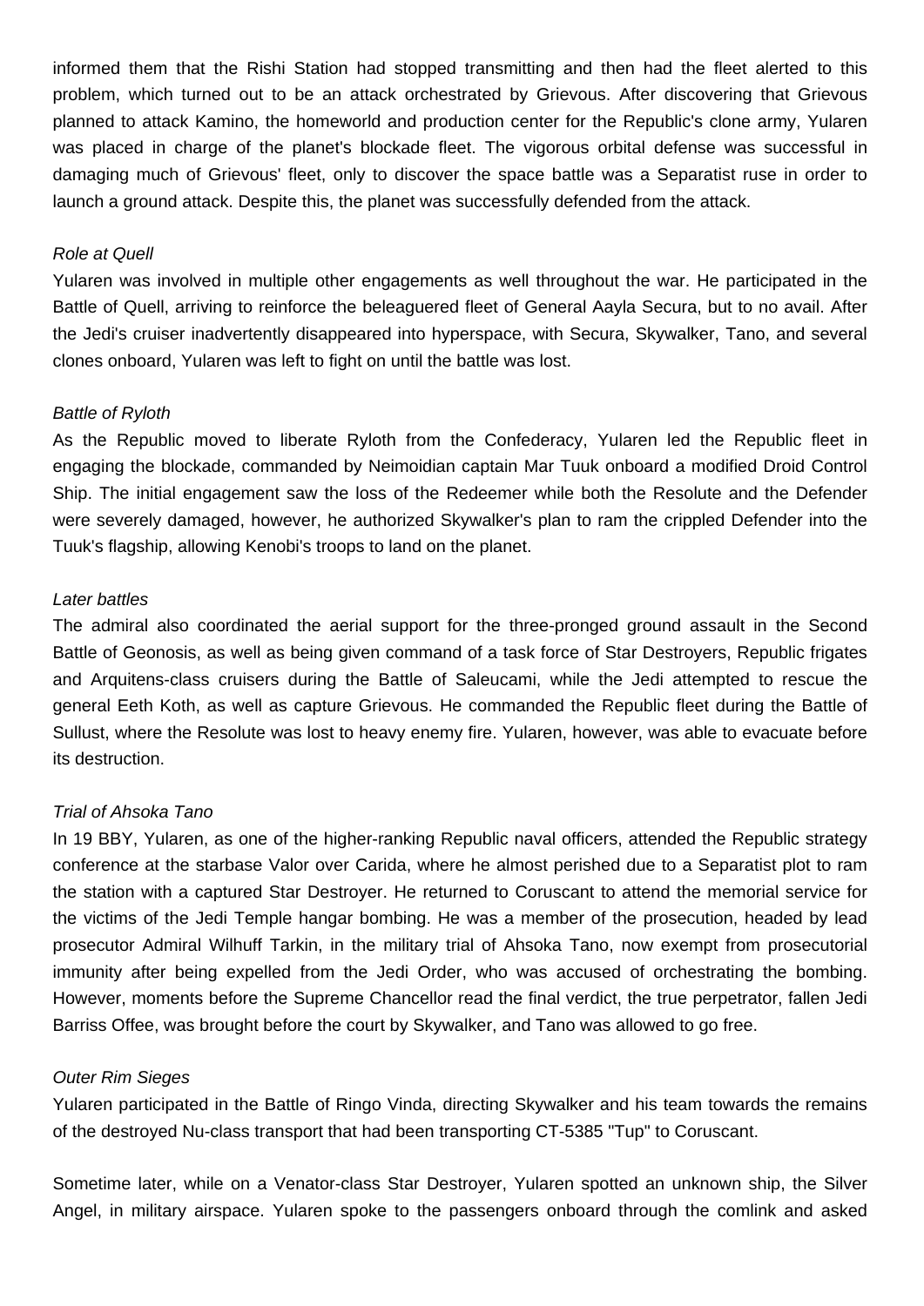informed them that the Rishi Station had stopped transmitting and then had the fleet alerted to this problem, which turned out to be an attack orchestrated by Grievous. After discovering that Grievous planned to attack Kamino, the homeworld and production center for the Republic's clone army, Yularen was placed in charge of the planet's blockade fleet. The vigorous orbital defense was successful in damaging much of Grievous' fleet, only to discover the space battle was a Separatist ruse in order to launch a ground attack. Despite this, the planet was successfully defended from the attack.

*Role at Quell*

Yularen was involved in multiple other engagements as well throughout the war. He participated in the Battle of Quell, arriving to reinforce the beleaguered fleet of General Aayla Secura, but to no avail. After the Jedi's cruiser inadvertently disappeared into hyperspace, with Secura, Skywalker, Tano, and several clones onboard, Yularen was left to fight on until the battle was lost.

*Battle of Ryloth*

As the Republic moved to liberate Ryloth from the Confederacy, Yularen led the Republic fleet in engaging the blockade, commanded by Neimoidian captain Mar Tuuk onboard a modified Droid Control Ship. The initial engagement saw the loss of the Redeemer while both the Resolute and the Defender were severely damaged, however, he authorized Skywalker's plan to ram the crippled Defender into the Tuuk's flagship, allowing Kenobi's troops to land on the planet.

*Later battles*

The admiral also coordinated the aerial support for the three-pronged ground assault in the Second Battle of Geonosis, as well as being given command of a task force of Star Destroyers, Republic frigates and Arquitens-class cruisers during the Battle of Saleucami, while the Jedi attempted to rescue the general Eeth Koth, as well as capture Grievous. He commanded the Republic fleet during the Battle of Sullust, where the Resolute was lost to heavy enemy fire. Yularen, however, was able to evacuate before its destruction.

*Trial of Ahsoka Tano*

In 19 BBY, Yularen, as one of the higher-ranking Republic naval officers, attended the Republic strategy conference at the starbase Valor over Carida, where he almost perished due to a Separatist plot to ram the station with a captured Star Destroyer. He returned to Coruscant to attend the memorial service for the victims of the Jedi Temple hangar bombing. He was a member of the prosecution, headed by lead prosecutor Admiral Wilhuff Tarkin, in the military trial of Ahsoka Tano, now exempt from prosecutorial immunity after being expelled from the Jedi Order, who was accused of orchestrating the bombing. However, moments before the Supreme Chancellor read the final verdict, the true perpetrator, fallen Jedi Barriss Offee, was brought before the court by Skywalker, and Tano was allowed to go free.

*Outer Rim Sieges*

Yularen participated in the Battle of Ringo Vinda, directing Skywalker and his team towards the remains of the destroyed Nu-class transport that had been transporting CT-5385 "Tup" to Coruscant.

Sometime later, while on a Venator-class Star Destroyer, Yularen spotted an unknown ship, the Silver Angel, in military airspace. Yularen spoke to the passengers onboard through the comlink and asked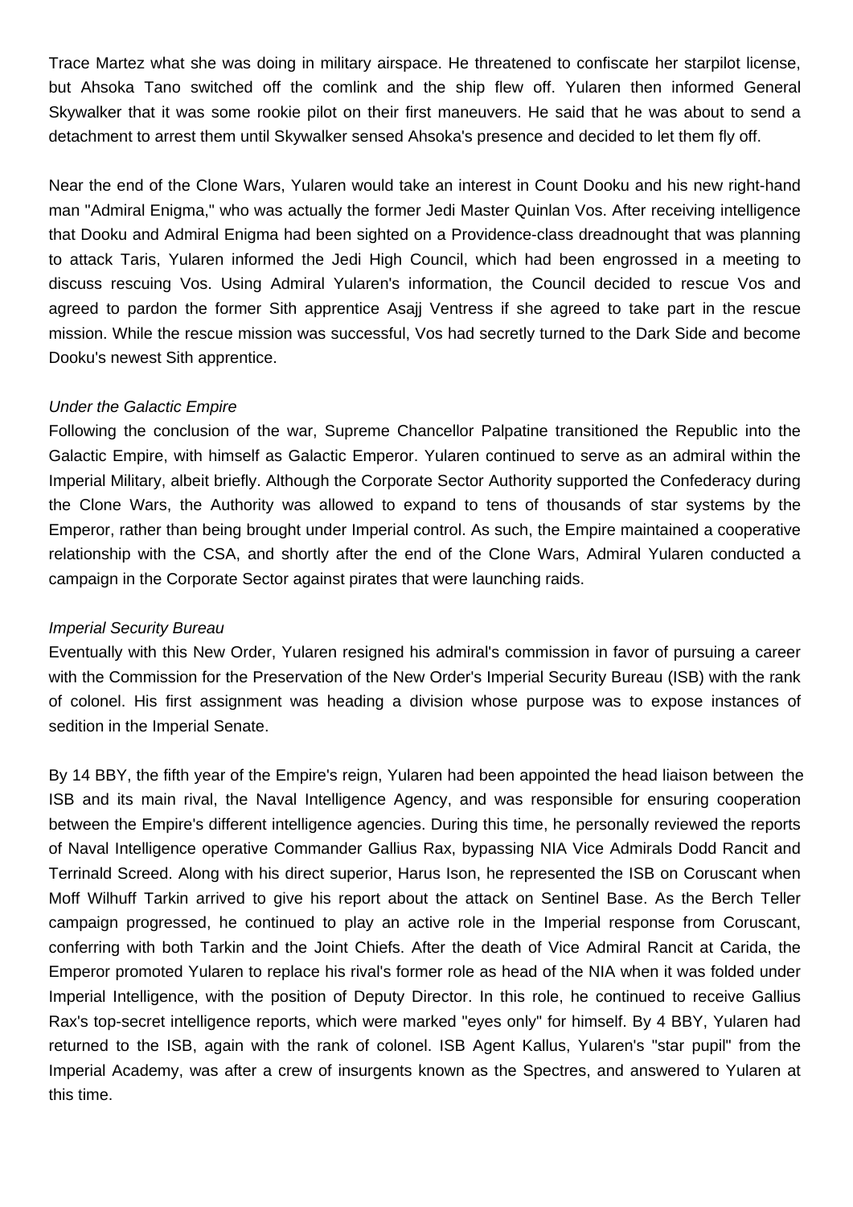Trace Martez what she was doing in military airspace. He threatened to confiscate her starpilot license, but Ahsoka Tano switched off the comlink and the ship flew off. Yularen then informed General Skywalker that it was some rookie pilot on their first maneuvers. He said that he was about to send a detachment to arrest them until Skywalker sensed Ahsoka's presence and decided to let them fly off.

Near the end of the Clone Wars, Yularen would take an interest in Count Dooku and his new right-hand man "Admiral Enigma," who was actually the former Jedi Master Quinlan Vos. After receiving intelligence that Dooku and Admiral Enigma had been sighted on a Providence-class dreadnought that was planning to attack Taris, Yularen informed the Jedi High Council, which had been engrossed in a meeting to discuss rescuing Vos. Using Admiral Yularen's information, the Council decided to rescue Vos and agreed to pardon the former Sith apprentice Asajj Ventress if she agreed to take part in the rescue mission. While the rescue mission was successful, Vos had secretly turned to the Dark Side and become Dooku's newest Sith apprentice.

*Under the Galactic Empire*

Following the conclusion of the war, Supreme Chancellor Palpatine transitioned the Republic into the Galactic Empire, with himself as Galactic Emperor. Yularen continued to serve as an admiral within the Imperial Military, albeit briefly. Although the Corporate Sector Authority supported the Confederacy during the Clone Wars, the Authority was allowed to expand to tens of thousands of star systems by the Emperor, rather than being brought under Imperial control. As such, the Empire maintained a cooperative relationship with the CSA, and shortly after the end of the Clone Wars, Admiral Yularen conducted a campaign in the Corporate Sector against pirates that were launching raids.

*Imperial Security Bureau*

Eventually with this New Order, Yularen resigned his admiral's commission in favor of pursuing a career with the Commission for the Preservation of the New Order's Imperial Security Bureau (ISB) with the rank of colonel. His first assignment was heading a division whose purpose was to expose instances of sedition in the Imperial Senate.

By 14 BBY, the fifth year of the Empire's reign, Yularen had been appointed the head liaison between the ISB and its main rival, the Naval Intelligence Agency, and was responsible for ensuring cooperation between the Empire's different intelligence agencies. During this time, he personally reviewed the reports of Naval Intelligence operative Commander Gallius Rax, bypassing NIA Vice Admirals Dodd Rancit and Terrinald Screed. Along with his direct superior, Harus Ison, he represented the ISB on Coruscant when Moff Wilhuff Tarkin arrived to give his report about the attack on Sentinel Base. As the Berch Teller campaign progressed, he continued to play an active role in the Imperial response from Coruscant, conferring with both Tarkin and the Joint Chiefs. After the death of Vice Admiral Rancit at Carida, the Emperor promoted Yularen to replace his rival's former role as head of the NIA when it was folded under Imperial Intelligence, with the position of Deputy Director. In this role, he continued to receive Gallius Rax's top-secret intelligence reports, which were marked "eyes only" for himself. By 4 BBY, Yularen had returned to the ISB, again with the rank of colonel. ISB Agent Kallus, Yularen's "star pupil" from the Imperial Academy, was after a crew of insurgents known as the Spectres, and answered to Yularen at this time.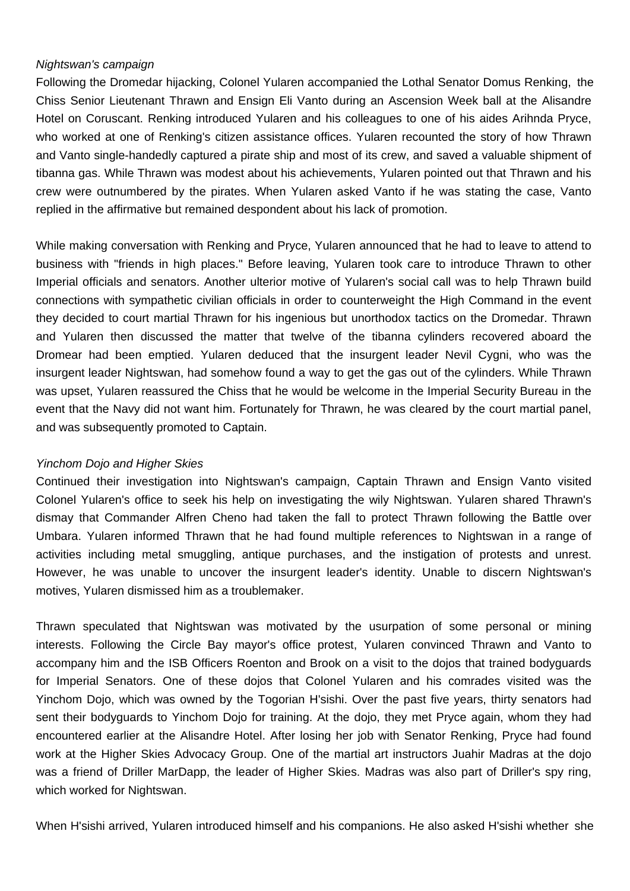*Nightswan's campaign*

Following the Dromedar hijacking, Colonel Yularen accompanied the Lothal Senator Domus Renking, the Chiss Senior Lieutenant Thrawn and Ensign Eli Vanto during an Ascension Week ball at the Alisandre Hotel on Coruscant. Renking introduced Yularen and his colleagues to one of his aides Arihnda Pryce, who worked at one of Renking's citizen assistance offices. Yularen recounted the story of how Thrawn and Vanto single-handedly captured a pirate ship and most of its crew, and saved a valuable shipment of tibanna gas. While Thrawn was modest about his achievements, Yularen pointed out that Thrawn and his crew were outnumbered by the pirates. When Yularen asked Vanto if he was stating the case, Vanto replied in the affirmative but remained despondent about his lack of promotion.

While making conversation with Renking and Pryce, Yularen announced that he had to leave to attend to business with "friends in high places." Before leaving, Yularen took care to introduce Thrawn to other Imperial officials and senators. Another ulterior motive of Yularen's social call was to help Thrawn build connections with sympathetic civilian officials in order to counterweight the High Command in the event they decided to court martial Thrawn for his ingenious but unorthodox tactics on the Dromedar. Thrawn and Yularen then discussed the matter that twelve of the tibanna cylinders recovered aboard the Dromear had been emptied. Yularen deduced that the insurgent leader Nevil Cygni, who was the insurgent leader Nightswan, had somehow found a way to get the gas out of the cylinders. While Thrawn was upset, Yularen reassured the Chiss that he would be welcome in the Imperial Security Bureau in the event that the Navy did not want him. Fortunately for Thrawn, he was cleared by the court martial panel, and was subsequently promoted to Captain.

*Yinchom Dojo and Higher Skies*

Continued their investigation into Nightswan's campaign, Captain Thrawn and Ensign Vanto visited Colonel Yularen's office to seek his help on investigating the wily Nightswan. Yularen shared Thrawn's dismay that Commander Alfren Cheno had taken the fall to protect Thrawn following the Battle over Umbara. Yularen informed Thrawn that he had found multiple references to Nightswan in a range of activities including metal smuggling, antique purchases, and the instigation of protests and unrest. However, he was unable to uncover the insurgent leader's identity. Unable to discern Nightswan's motives, Yularen dismissed him as a troublemaker.

Thrawn speculated that Nightswan was motivated by the usurpation of some personal or mining interests. Following the Circle Bay mayor's office protest, Yularen convinced Thrawn and Vanto to accompany him and the ISB Officers Roenton and Brook on a visit to the dojos that trained bodyguards for Imperial Senators. One of these dojos that Colonel Yularen and his comrades visited was the Yinchom Dojo, which was owned by the Togorian H'sishi. Over the past five years, thirty senators had sent their bodyguards to Yinchom Dojo for training. At the dojo, they met Pryce again, whom they had encountered earlier at the Alisandre Hotel. After losing her job with Senator Renking, Pryce had found work at the Higher Skies Advocacy Group. One of the martial art instructors Juahir Madras at the dojo was a friend of Driller MarDapp, the leader of Higher Skies. Madras was also part of Driller's spy ring, which worked for Nightswan.

When H'sishi arrived, Yularen introduced himself and his companions. He also asked H'sishi whether she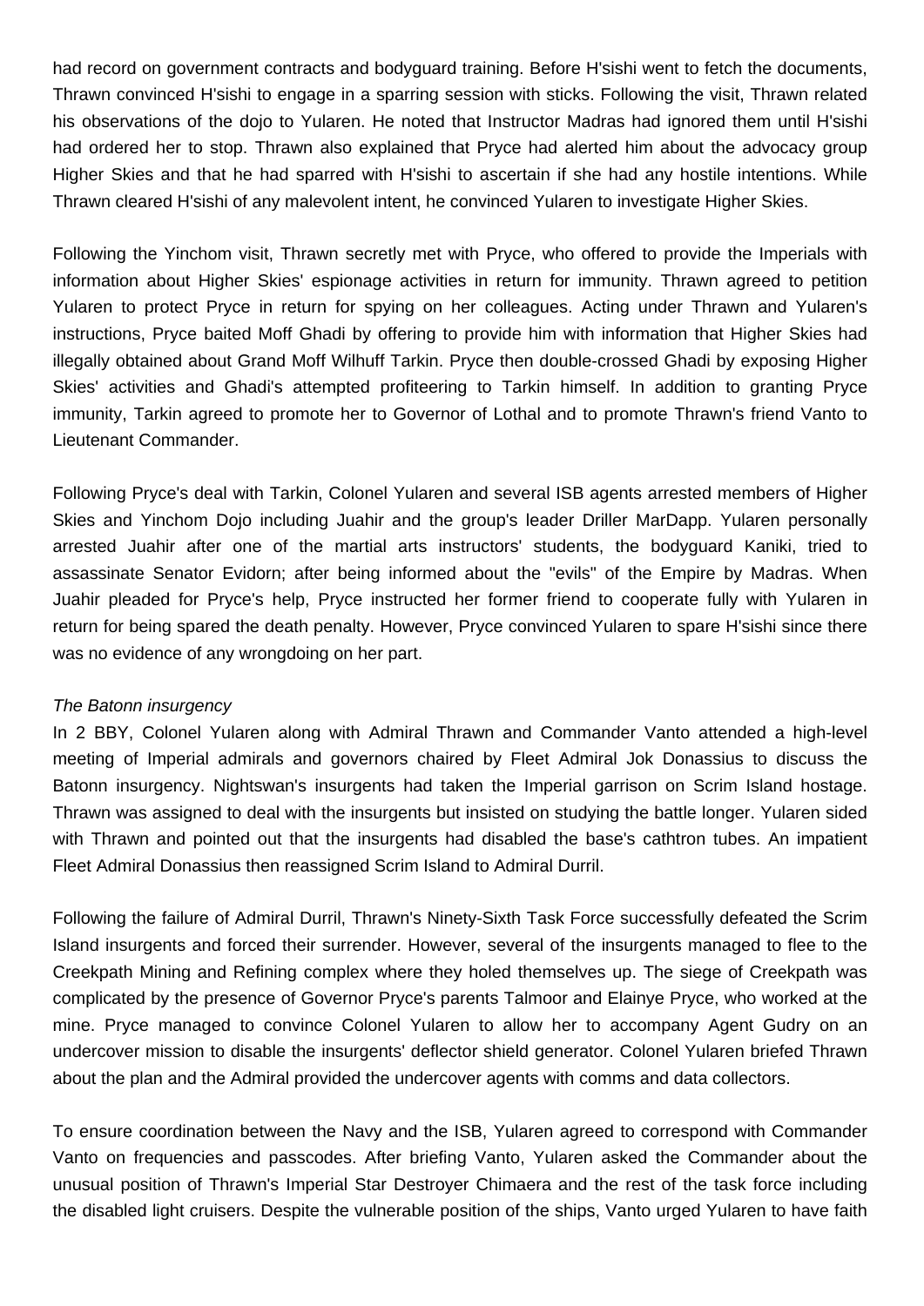had record on government contracts and bodyguard training. Before H'sishi went to fetch the documents, Thrawn convinced H'sishi to engage in a sparring session with sticks. Following the visit, Thrawn related his observations of the dojo to Yularen. He noted that Instructor Madras had ignored them until H'sishi had ordered her to stop. Thrawn also explained that Pryce had alerted him about the advocacy group Higher Skies and that he had sparred with H'sishi to ascertain if she had any hostile intentions. While Thrawn cleared H'sishi of any malevolent intent, he convinced Yularen to investigate Higher Skies.

Following the Yinchom visit, Thrawn secretly met with Pryce, who offered to provide the Imperials with information about Higher Skies' espionage activities in return for immunity. Thrawn agreed to petition Yularen to protect Pryce in return for spying on her colleagues. Acting under Thrawn and Yularen's instructions, Pryce baited Moff Ghadi by offering to provide him with information that Higher Skies had illegally obtained about Grand Moff Wilhuff Tarkin. Pryce then double-crossed Ghadi by exposing Higher Skies' activities and Ghadi's attempted profiteering to Tarkin himself. In addition to granting Pryce immunity, Tarkin agreed to promote her to Governor of Lothal and to promote Thrawn's friend Vanto to Lieutenant Commander.

Following Pryce's deal with Tarkin, Colonel Yularen and several ISB agents arrested members of Higher Skies and Yinchom Dojo including Juahir and the group's leader Driller MarDapp. Yularen personally arrested Juahir after one of the martial arts instructors' students, the bodyguard Kaniki, tried to assassinate Senator Evidorn; after being informed about the "evils" of the Empire by Madras. When Juahir pleaded for Pryce's help, Pryce instructed her former friend to cooperate fully with Yularen in return for being spared the death penalty. However, Pryce convinced Yularen to spare H'sishi since there was no evidence of any wrongdoing on her part.

*The Batonn insurgency*

In 2 BBY, Colonel Yularen along with Admiral Thrawn and Commander Vanto attended a high-level meeting of Imperial admirals and governors chaired by Fleet Admiral Jok Donassius to discuss the Batonn insurgency. Nightswan's insurgents had taken the Imperial garrison on Scrim Island hostage. Thrawn was assigned to deal with the insurgents but insisted on studying the battle longer. Yularen sided with Thrawn and pointed out that the insurgents had disabled the base's cathtron tubes. An impatient Fleet Admiral Donassius then reassigned Scrim Island to Admiral Durril.

Following the failure of Admiral Durril, Thrawn's Ninety-Sixth Task Force successfully defeated the Scrim Island insurgents and forced their surrender. However, several of the insurgents managed to flee to the Creekpath Mining and Refining complex where they holed themselves up. The siege of Creekpath was complicated by the presence of Governor Pryce's parents Talmoor and Elainye Pryce, who worked at the mine. Pryce managed to convince Colonel Yularen to allow her to accompany Agent Gudry on an undercover mission to disable the insurgents' deflector shield generator. Colonel Yularen briefed Thrawn about the plan and the Admiral provided the undercover agents with comms and data collectors.

To ensure coordination between the Navy and the ISB, Yularen agreed to correspond with Commander Vanto on frequencies and passcodes. After briefing Vanto, Yularen asked the Commander about the unusual position of Thrawn's Imperial Star Destroyer Chimaera and the rest of the task force including the disabled light cruisers. Despite the vulnerable position of the ships, Vanto urged Yularen to have faith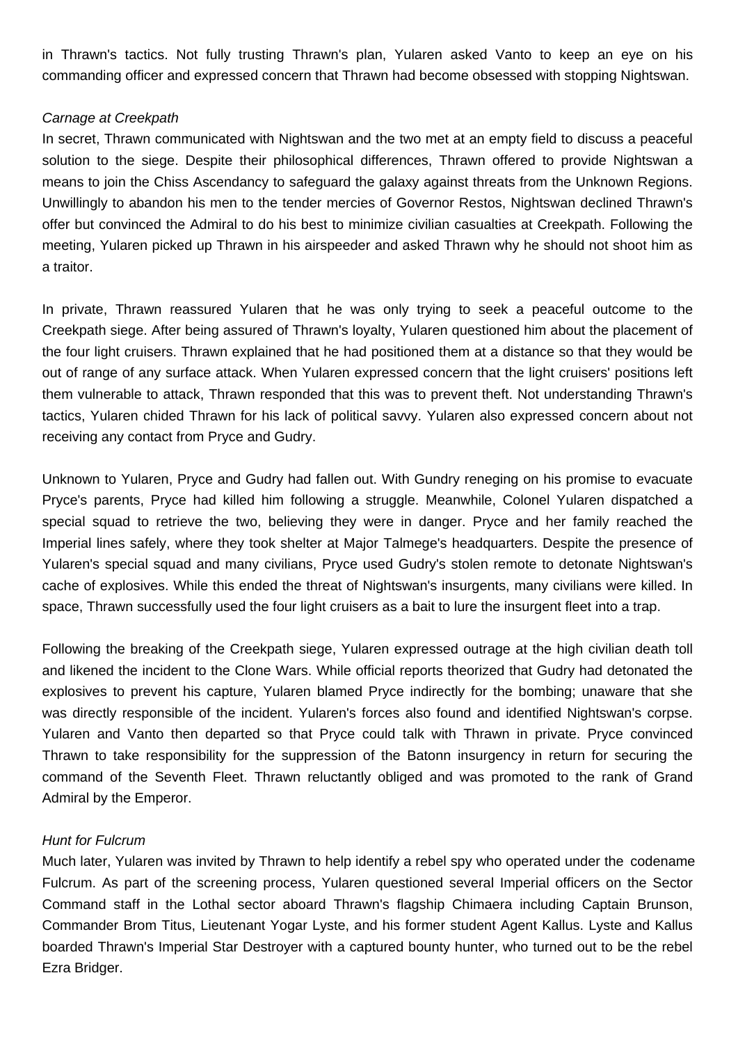in Thrawn's tactics. Not fully trusting Thrawn's plan, Yularen asked Vanto to keep an eye on his commanding officer and expressed concern that Thrawn had become obsessed with stopping Nightswan.

*Carnage at Creekpath*

In secret, Thrawn communicated with Nightswan and the two met at an empty field to discuss a peaceful solution to the siege. Despite their philosophical differences, Thrawn offered to provide Nightswan a means to join the Chiss Ascendancy to safeguard the galaxy against threats from the Unknown Regions. Unwillingly to abandon his men to the tender mercies of Governor Restos, Nightswan declined Thrawn's offer but convinced the Admiral to do his best to minimize civilian casualties at Creekpath. Following the meeting, Yularen picked up Thrawn in his airspeeder and asked Thrawn why he should not shoot him as a traitor.

In private, Thrawn reassured Yularen that he was only trying to seek a peaceful outcome to the Creekpath siege. After being assured of Thrawn's loyalty, Yularen questioned him about the placement of the four light cruisers. Thrawn explained that he had positioned them at a distance so that they would be out of range of any surface attack. When Yularen expressed concern that the light cruisers' positions left them vulnerable to attack, Thrawn responded that this was to prevent theft. Not understanding Thrawn's tactics, Yularen chided Thrawn for his lack of political savvy. Yularen also expressed concern about not receiving any contact from Pryce and Gudry.

Unknown to Yularen, Pryce and Gudry had fallen out. With Gundry reneging on his promise to evacuate Pryce's parents, Pryce had killed him following a struggle. Meanwhile, Colonel Yularen dispatched a special squad to retrieve the two, believing they were in danger. Pryce and her family reached the Imperial lines safely, where they took shelter at Major Talmege's headquarters. Despite the presence of Yularen's special squad and many civilians, Pryce used Gudry's stolen remote to detonate Nightswan's cache of explosives. While this ended the threat of Nightswan's insurgents, many civilians were killed. In space, Thrawn successfully used the four light cruisers as a bait to lure the insurgent fleet into a trap.

Following the breaking of the Creekpath siege, Yularen expressed outrage at the high civilian death toll and likened the incident to the Clone Wars. While official reports theorized that Gudry had detonated the explosives to prevent his capture, Yularen blamed Pryce indirectly for the bombing; unaware that she was directly responsible of the incident. Yularen's forces also found and identified Nightswan's corpse. Yularen and Vanto then departed so that Pryce could talk with Thrawn in private. Pryce convinced Thrawn to take responsibility for the suppression of the Batonn insurgency in return for securing the command of the Seventh Fleet. Thrawn reluctantly obliged and was promoted to the rank of Grand Admiral by the Emperor.

*Hunt for Fulcrum*

Much later, Yularen was invited by Thrawn to help identify a rebel spy who operated under the codename Fulcrum. As part of the screening process, Yularen questioned several Imperial officers on the Sector Command staff in the Lothal sector aboard Thrawn's flagship Chimaera including Captain Brunson, Commander Brom Titus, Lieutenant Yogar Lyste, and his former student Agent Kallus. Lyste and Kallus boarded Thrawn's Imperial Star Destroyer with a captured bounty hunter, who turned out to be the rebel Ezra Bridger.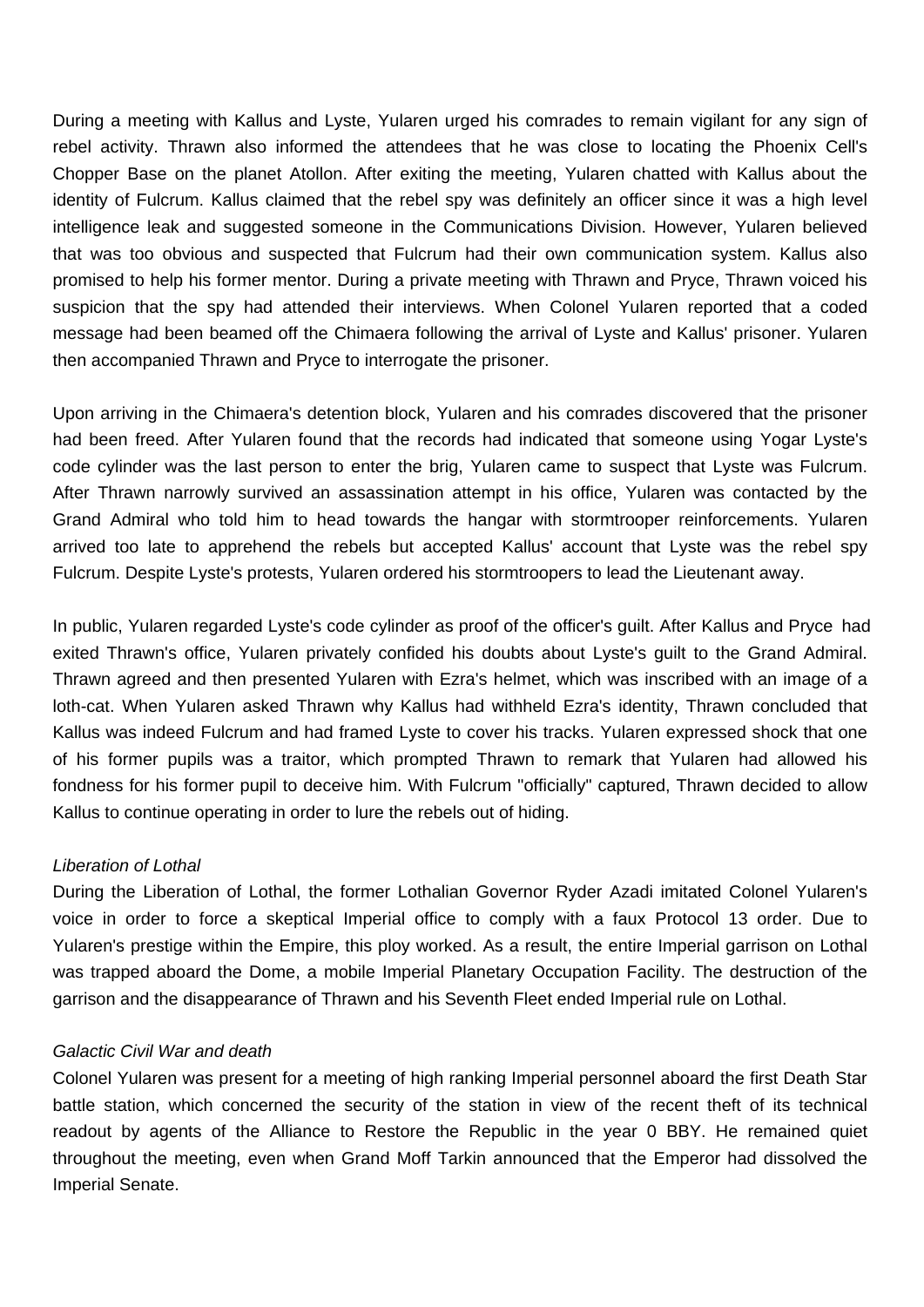During a meeting with Kallus and Lyste, Yularen urged his comrades to remain vigilant for any sign of rebel activity. Thrawn also informed the attendees that he was close to locating the Phoenix Cell's Chopper Base on the planet Atollon. After exiting the meeting, Yularen chatted with Kallus about the identity of Fulcrum. Kallus claimed that the rebel spy was definitely an officer since it was a high level intelligence leak and suggested someone in the Communications Division. However, Yularen believed that was too obvious and suspected that Fulcrum had their own communication system. Kallus also promised to help his former mentor. During a private meeting with Thrawn and Pryce, Thrawn voiced his suspicion that the spy had attended their interviews. When Colonel Yularen reported that a coded message had been beamed off the Chimaera following the arrival of Lyste and Kallus' prisoner. Yularen then accompanied Thrawn and Pryce to interrogate the prisoner.

Upon arriving in the Chimaera's detention block, Yularen and his comrades discovered that the prisoner had been freed. After Yularen found that the records had indicated that someone using Yogar Lyste's code cylinder was the last person to enter the brig, Yularen came to suspect that Lyste was Fulcrum. After Thrawn narrowly survived an assassination attempt in his office, Yularen was contacted by the Grand Admiral who told him to head towards the hangar with stormtrooper reinforcements. Yularen arrived too late to apprehend the rebels but accepted Kallus' account that Lyste was the rebel spy Fulcrum. Despite Lyste's protests, Yularen ordered his stormtroopers to lead the Lieutenant away.

In public, Yularen regarded Lyste's code cylinder as proof of the officer's guilt. After Kallus and Pryce had exited Thrawn's office, Yularen privately confided his doubts about Lyste's guilt to the Grand Admiral. Thrawn agreed and then presented Yularen with Ezra's helmet, which was inscribed with an image of a loth-cat. When Yularen asked Thrawn why Kallus had withheld Ezra's identity, Thrawn concluded that Kallus was indeed Fulcrum and had framed Lyste to cover his tracks. Yularen expressed shock that one of his former pupils was a traitor, which prompted Thrawn to remark that Yularen had allowed his fondness for his former pupil to deceive him. With Fulcrum "officially" captured, Thrawn decided to allow Kallus to continue operating in order to lure the rebels out of hiding.

*Liberation of Lothal*

During the Liberation of Lothal, the former Lothalian Governor Ryder Azadi imitated Colonel Yularen's voice in order to force a skeptical Imperial office to comply with a faux Protocol 13 order. Due to Yularen's prestige within the Empire, this ploy worked. As a result, the entire Imperial garrison on Lothal was trapped aboard the Dome, a mobile Imperial Planetary Occupation Facility. The destruction of the garrison and the disappearance of Thrawn and his Seventh Fleet ended Imperial rule on Lothal.

*Galactic Civil War and death*

Colonel Yularen was present for a meeting of high ranking Imperial personnel aboard the first Death Star battle station, which concerned the security of the station in view of the recent theft of its technical readout by agents of the Alliance to Restore the Republic in the year 0 BBY. He remained quiet throughout the meeting, even when Grand Moff Tarkin announced that the Emperor had dissolved the Imperial Senate.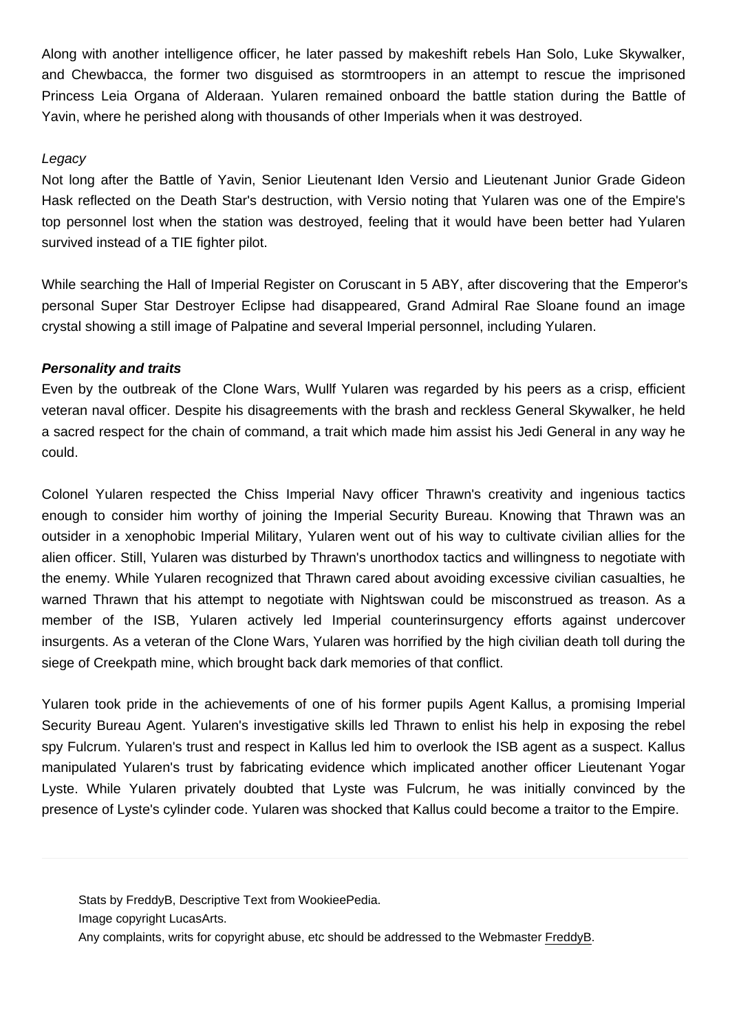Along with another intelligence officer, he later passed by makeshift rebels Han Solo, Luke Skywalker, and Chewbacca, the former two disguised as stormtroopers in an attempt to rescue the imprisoned Princess Leia Organa of Alderaan. Yularen remained onboard the battle station during the Battle of Yavin, where he perished along with thousands of other Imperials when it was destroyed.

*Legacy*

Not long after the Battle of Yavin, Senior Lieutenant Iden Versio and Lieutenant Junior Grade Gideon Hask reflected on the Death Star's destruction, with Versio noting that Yularen was one of the Empire's top personnel lost when the station was destroyed, feeling that it would have been better had Yularen survived instead of a TIE fighter pilot.

While searching the Hall of Imperial Register on Coruscant in 5 ABY, after discovering that the Emperor's personal Super Star Destroyer Eclipse had disappeared, Grand Admiral Rae Sloane found an image crystal showing a still image of Palpatine and several Imperial personnel, including Yularen.

***Personality and traits***

Even by the outbreak of the Clone Wars, Wullf Yularen was regarded by his peers as a crisp, efficient veteran naval officer. Despite his disagreements with the brash and reckless General Skywalker, he held a sacred respect for the chain of command, a trait which made him assist his Jedi General in any way he could.

Colonel Yularen respected the Chiss Imperial Navy officer Thrawn's creativity and ingenious tactics enough to consider him worthy of joining the Imperial Security Bureau. Knowing that Thrawn was an outsider in a xenophobic Imperial Military, Yularen went out of his way to cultivate civilian allies for the alien officer. Still, Yularen was disturbed by Thrawn's unorthodox tactics and willingness to negotiate with the enemy. While Yularen recognized that Thrawn cared about avoiding excessive civilian casualties, he warned Thrawn that his attempt to negotiate with Nightswan could be misconstrued as treason. As a member of the ISB, Yularen actively led Imperial counterinsurgency efforts against undercover insurgents. As a veteran of the Clone Wars, Yularen was horrified by the high civilian death toll during the siege of Creekpath mine, which brought back dark memories of that conflict.

Yularen took pride in the achievements of one of his former pupils Agent Kallus, a promising Imperial Security Bureau Agent. Yularen's investigative skills led Thrawn to enlist his help in exposing the rebel spy Fulcrum. Yularen's trust and respect in Kallus led him to overlook the ISB agent as a suspect. Kallus manipulated Yularen's trust by fabricating evidence which implicated another officer Lieutenant Yogar Lyste. While Yularen privately doubted that Lyste was Fulcrum, he was initially convinced by the presence of Lyste's cylinder code. Yularen was shocked that Kallus could become a traitor to the Empire.

---

Stats by FreddyB, Descriptive Text from WookieePedia.
Image copyright LucasArts.
Any complaints, writs for copyright abuse, etc should be addressed to the Webmaster FreddyB.